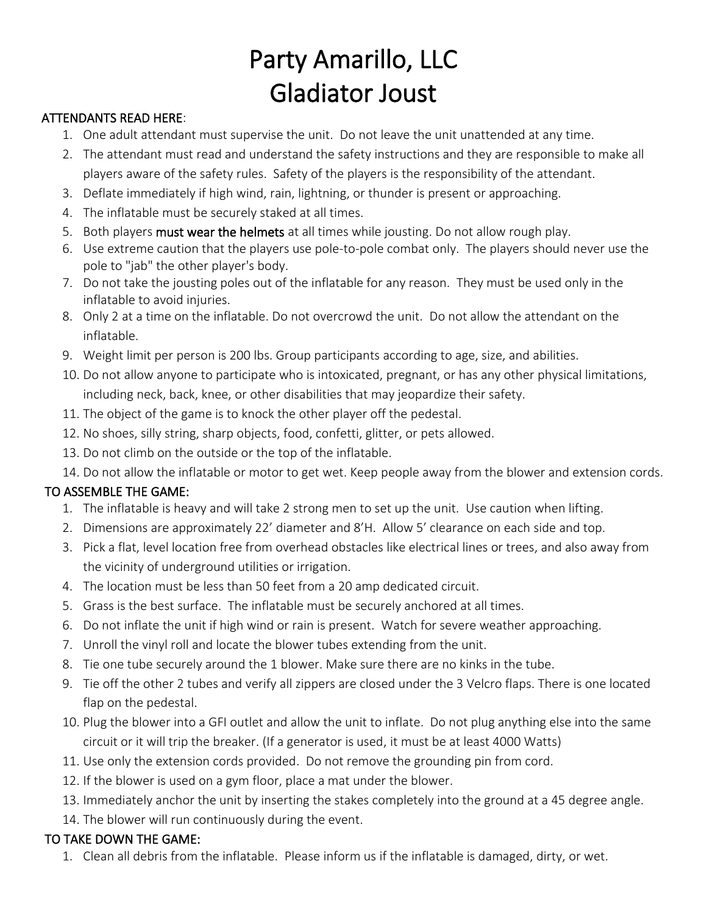# Party Amarillo, LLC
# Gladiator Joust

**ATTENDANTS READ HERE**:

1. One adult attendant must supervise the unit. Do not leave the unit unattended at any time.
2. The attendant must read and understand the safety instructions and they are responsible to make all players aware of the safety rules. Safety of the players is the responsibility of the attendant.
3. Deflate immediately if high wind, rain, lightning, or thunder is present or approaching.
4. The inflatable must be securely staked at all times.
5. Both players **must wear the helmets** at all times while jousting. Do not allow rough play.
6. Use extreme caution that the players use pole-to-pole combat only. The players should never use the pole to "jab" the other player's body.
7. Do not take the jousting poles out of the inflatable for any reason. They must be used only in the inflatable to avoid injuries.
8. Only 2 at a time on the inflatable. Do not overcrowd the unit. Do not allow the attendant on the inflatable.
9. Weight limit per person is 200 lbs. Group participants according to age, size, and abilities.
10. Do not allow anyone to participate who is intoxicated, pregnant, or has any other physical limitations, including neck, back, knee, or other disabilities that may jeopardize their safety.
11. The object of the game is to knock the other player off the pedestal.
12. No shoes, silly string, sharp objects, food, confetti, glitter, or pets allowed.
13. Do not climb on the outside or the top of the inflatable.
14. Do not allow the inflatable or motor to get wet. Keep people away from the blower and extension cords.

**TO ASSEMBLE THE GAME:**

1. The inflatable is heavy and will take 2 strong men to set up the unit. Use caution when lifting.
2. Dimensions are approximately 22' diameter and 8'H. Allow 5' clearance on each side and top.
3. Pick a flat, level location free from overhead obstacles like electrical lines or trees, and also away from the vicinity of underground utilities or irrigation.
4. The location must be less than 50 feet from a 20 amp dedicated circuit.
5. Grass is the best surface. The inflatable must be securely anchored at all times.
6. Do not inflate the unit if high wind or rain is present. Watch for severe weather approaching.
7. Unroll the vinyl roll and locate the blower tubes extending from the unit.
8. Tie one tube securely around the 1 blower. Make sure there are no kinks in the tube.
9. Tie off the other 2 tubes and verify all zippers are closed under the 3 Velcro flaps. There is one located flap on the pedestal.
10. Plug the blower into a GFI outlet and allow the unit to inflate. Do not plug anything else into the same circuit or it will trip the breaker. (If a generator is used, it must be at least 4000 Watts)
11. Use only the extension cords provided. Do not remove the grounding pin from cord.
12. If the blower is used on a gym floor, place a mat under the blower.
13. Immediately anchor the unit by inserting the stakes completely into the ground at a 45 degree angle.
14. The blower will run continuously during the event.

**TO TAKE DOWN THE GAME:**

1. Clean all debris from the inflatable. Please inform us if the inflatable is damaged, dirty, or wet.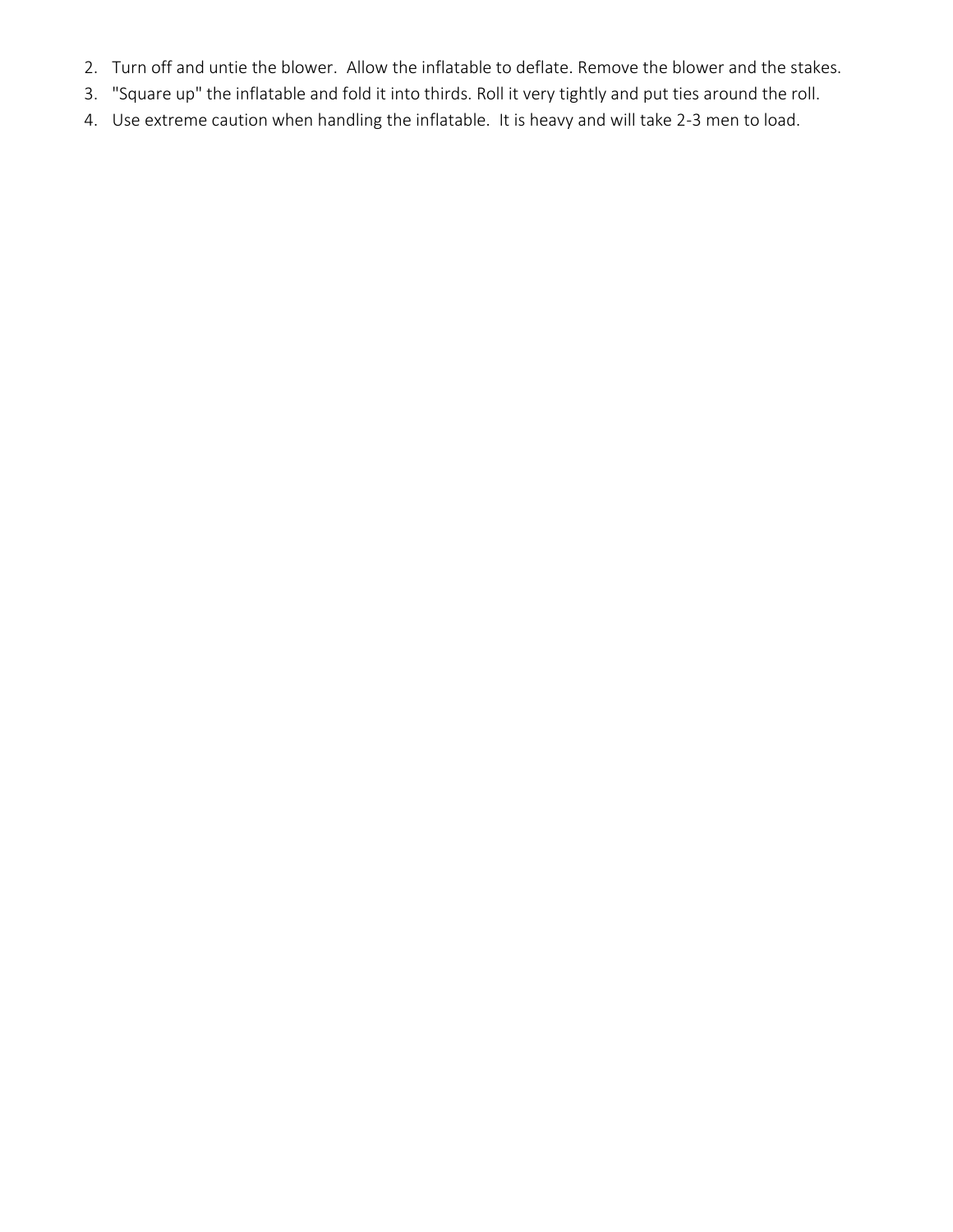2. Turn off and untie the blower. Allow the inflatable to deflate. Remove the blower and the stakes.
3. "Square up" the inflatable and fold it into thirds. Roll it very tightly and put ties around the roll.
4. Use extreme caution when handling the inflatable. It is heavy and will take 2-3 men to load.